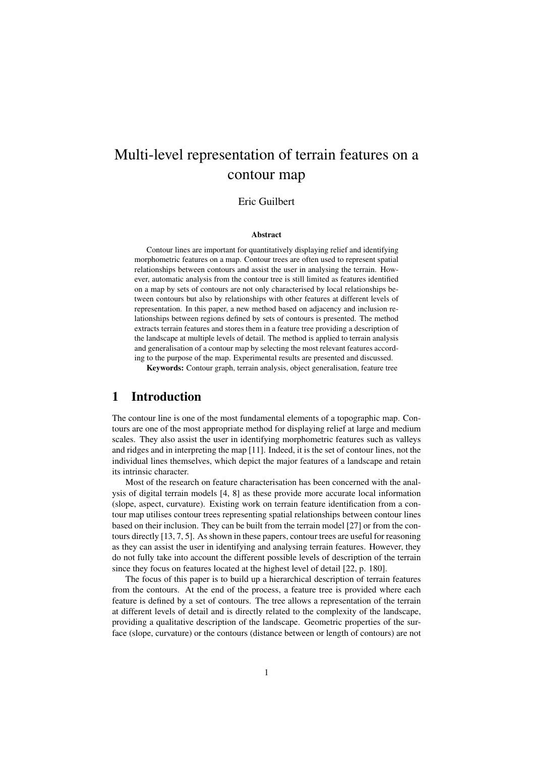# Multi-level representation of terrain features on a contour map

Eric Guilbert

### Abstract

Contour lines are important for quantitatively displaying relief and identifying morphometric features on a map. Contour trees are often used to represent spatial relationships between contours and assist the user in analysing the terrain. However, automatic analysis from the contour tree is still limited as features identified on a map by sets of contours are not only characterised by local relationships between contours but also by relationships with other features at different levels of representation. In this paper, a new method based on adjacency and inclusion relationships between regions defined by sets of contours is presented. The method extracts terrain features and stores them in a feature tree providing a description of the landscape at multiple levels of detail. The method is applied to terrain analysis and generalisation of a contour map by selecting the most relevant features according to the purpose of the map. Experimental results are presented and discussed.

**Keywords:** Contour graph, terrain analysis, object generalisation, feature tree

## 1 Introduction

The contour line is one of the most fundamental elements of a topographic map. Contours are one of the most appropriate method for displaying relief at large and medium scales. They also assist the user in identifying morphometric features such as valleys and ridges and in interpreting the map [11]. Indeed, it is the set of contour lines, not the individual lines themselves, which depict the major features of a landscape and retain its intrinsic character.

Most of the research on feature characterisation has been concerned with the analysis of digital terrain models [4, 8] as these provide more accurate local information (slope, aspect, curvature). Existing work on terrain feature identification from a contour map utilises contour trees representing spatial relationships between contour lines based on their inclusion. They can be built from the terrain model [27] or from the contours directly [13, 7, 5]. As shown in these papers, contour trees are useful for reasoning as they can assist the user in identifying and analysing terrain features. However, they do not fully take into account the different possible levels of description of the terrain since they focus on features located at the highest level of detail [22, p. 180].

The focus of this paper is to build up a hierarchical description of terrain features from the contours. At the end of the process, a feature tree is provided where each feature is defined by a set of contours. The tree allows a representation of the terrain at different levels of detail and is directly related to the complexity of the landscape, providing a qualitative description of the landscape. Geometric properties of the surface (slope, curvature) or the contours (distance between or length of contours) are not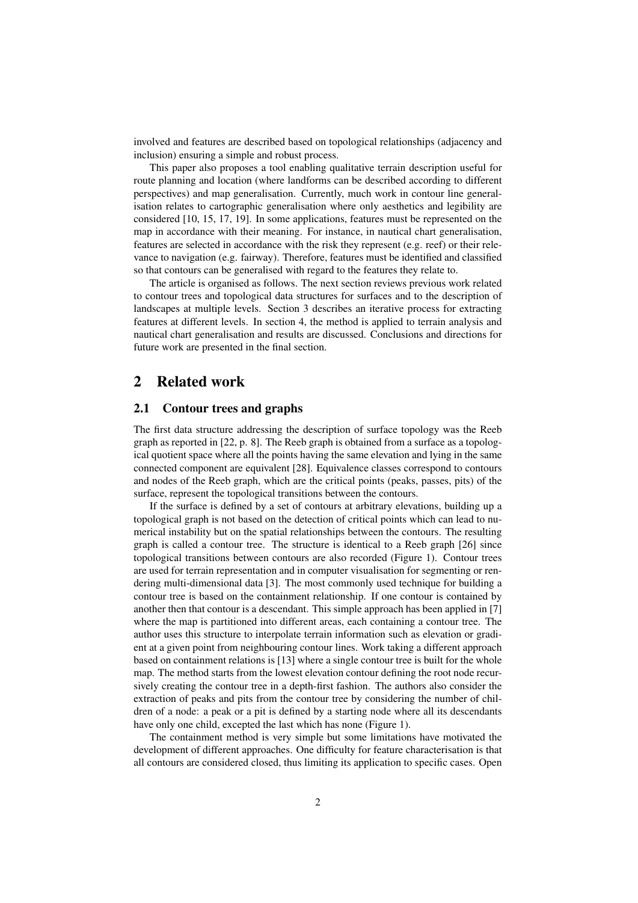involved and features are described based on topological relationships (adjacency and inclusion) ensuring a simple and robust process.

This paper also proposes a tool enabling qualitative terrain description useful for route planning and location (where landforms can be described according to different perspectives) and map generalisation. Currently, much work in contour line generalisation relates to cartographic generalisation where only aesthetics and legibility are considered [10, 15, 17, 19]. In some applications, features must be represented on the map in accordance with their meaning. For instance, in nautical chart generalisation, features are selected in accordance with the risk they represent (e.g. reef) or their relevance to navigation (e.g. fairway). Therefore, features must be identified and classified so that contours can be generalised with regard to the features they relate to.

The article is organised as follows. The next section reviews previous work related to contour trees and topological data structures for surfaces and to the description of landscapes at multiple levels. Section 3 describes an iterative process for extracting features at different levels. In section 4, the method is applied to terrain analysis and nautical chart generalisation and results are discussed. Conclusions and directions for future work are presented in the final section.

## 2 Related work

### 2.1 Contour trees and graphs

The first data structure addressing the description of surface topology was the Reeb graph as reported in [22, p. 8]. The Reeb graph is obtained from a surface as a topological quotient space where all the points having the same elevation and lying in the same connected component are equivalent [28]. Equivalence classes correspond to contours and nodes of the Reeb graph, which are the critical points (peaks, passes, pits) of the surface, represent the topological transitions between the contours.

If the surface is defined by a set of contours at arbitrary elevations, building up a topological graph is not based on the detection of critical points which can lead to numerical instability but on the spatial relationships between the contours. The resulting graph is called a contour tree. The structure is identical to a Reeb graph [26] since topological transitions between contours are also recorded (Figure 1). Contour trees are used for terrain representation and in computer visualisation for segmenting or rendering multi-dimensional data [3]. The most commonly used technique for building a contour tree is based on the containment relationship. If one contour is contained by another then that contour is a descendant. This simple approach has been applied in [7] where the map is partitioned into different areas, each containing a contour tree. The author uses this structure to interpolate terrain information such as elevation or gradient at a given point from neighbouring contour lines. Work taking a different approach based on containment relations is [13] where a single contour tree is built for the whole map. The method starts from the lowest elevation contour defining the root node recursively creating the contour tree in a depth-first fashion. The authors also consider the extraction of peaks and pits from the contour tree by considering the number of children of a node: a peak or a pit is defined by a starting node where all its descendants have only one child, excepted the last which has none (Figure 1).

The containment method is very simple but some limitations have motivated the development of different approaches. One difficulty for feature characterisation is that all contours are considered closed, thus limiting its application to specific cases. Open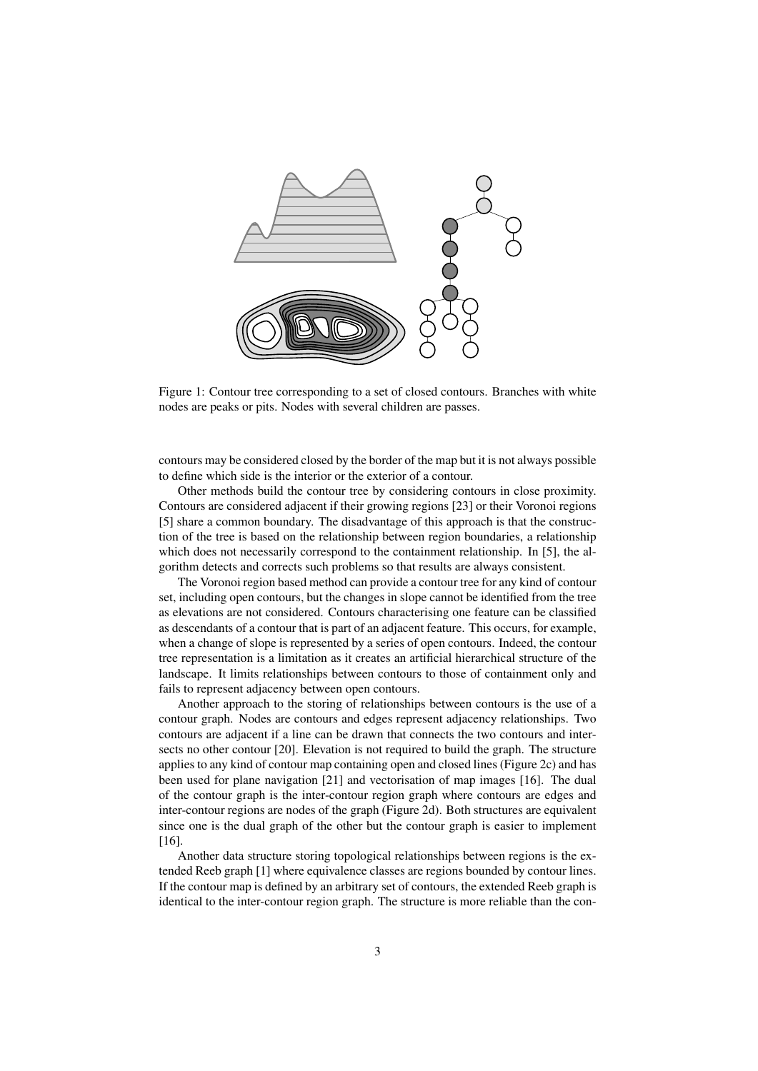Figure 1: Contour tree corresponding to a set of closed contours. Branches with white nodes are peaks or pits. Nodes with several children are passes.

contours may be considered closed by the border of the map but it is not always possible to define which side is the interior or the exterior of a contour.

Other methods build the contour tree by considering contours in close proximity. Contours are considered adjacent if their growing regions [23] or their Voronoi regions [5] share a common boundary. The disadvantage of this approach is that the construction of the tree is based on the relationship between region boundaries, a relationship which does not necessarily correspond to the containment relationship. In [5], the algorithm detects and corrects such problems so that results are always consistent.

The Voronoi region based method can provide a contour tree for any kind of contour set, including open contours, but the changes in slope cannot be identified from the tree as elevations are not considered. Contours characterising one feature can be classified as descendants of a contour that is part of an adjacent feature. This occurs, for example, when a change of slope is represented by a series of open contours. Indeed, the contour tree representation is a limitation as it creates an artificial hierarchical structure of the landscape. It limits relationships between contours to those of containment only and fails to represent adjacency between open contours.

Another approach to the storing of relationships between contours is the use of a contour graph. Nodes are contours and edges represent adjacency relationships. Two contours are adjacent if a line can be drawn that connects the two contours and intersects no other contour [20]. Elevation is not required to build the graph. The structure applies to any kind of contour map containing open and closed lines (Figure 2c) and has been used for plane navigation [21] and vectorisation of map images [16]. The dual of the contour graph is the inter-contour region graph where contours are edges and inter-contour regions are nodes of the graph (Figure 2d). Both structures are equivalent since one is the dual graph of the other but the contour graph is easier to implement [16].

Another data structure storing topological relationships between regions is the extended Reeb graph [1] where equivalence classes are regions bounded by contour lines. If the contour map is defined by an arbitrary set of contours, the extended Reeb graph is identical to the inter-contour region graph. The structure is more reliable than the con-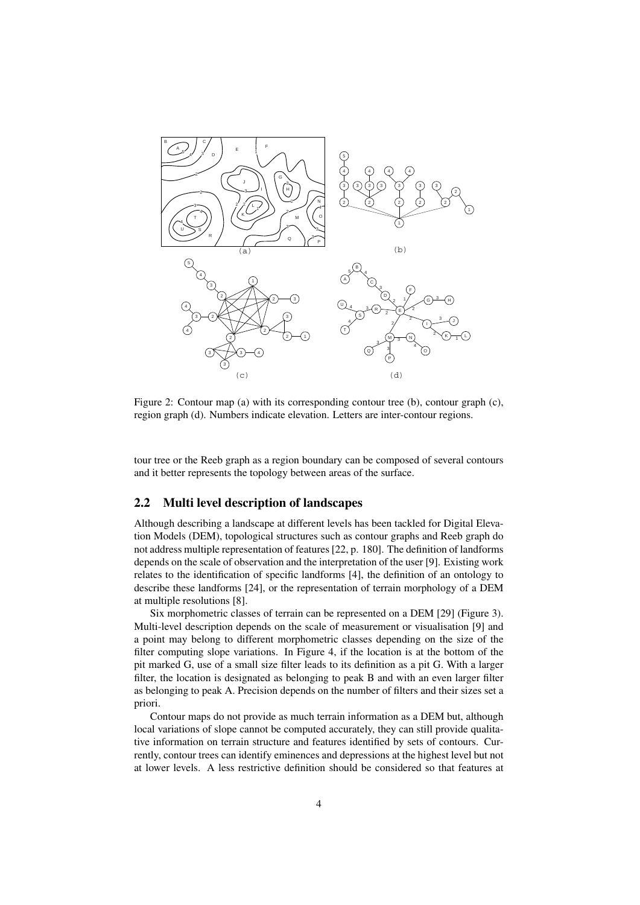Figure 2: Contour map (a) with its corresponding contour tree (b), contour graph (c), region graph (d). Numbers indicate elevation. Letters are inter-contour regions.

tour tree or the Reeb graph as a region boundary can be composed of several contours and it better represents the topology between areas of the surface.

## 2.2 Multi level description of landscapes

Although describing a landscape at different levels has been tackled for Digital Elevation Models (DEM), topological structures such as contour graphs and Reeb graph do not address multiple representation of features [22, p. 180]. The definition of landforms depends on the scale of observation and the interpretation of the user [9]. Existing work relates to the identification of specific landforms [4], the definition of an ontology to describe these landforms [24], or the representation of terrain morphology of a DEM at multiple resolutions [8].

Six morphometric classes of terrain can be represented on a DEM [29] (Figure 3). Multi-level description depends on the scale of measurement or visualisation [9] and a point may belong to different morphometric classes depending on the size of the filter computing slope variations. In Figure 4, if the location is at the bottom of the pit marked G, use of a small size filter leads to its definition as a pit G. With a larger filter, the location is designated as belonging to peak B and with an even larger filter as belonging to peak A. Precision depends on the number of filters and their sizes set a priori.

Contour maps do not provide as much terrain information as a DEM but, although local variations of slope cannot be computed accurately, they can still provide qualitative information on terrain structure and features identified by sets of contours. Currently, contour trees can identify eminences and depressions at the highest level but not at lower levels. A less restrictive definition should be considered so that features at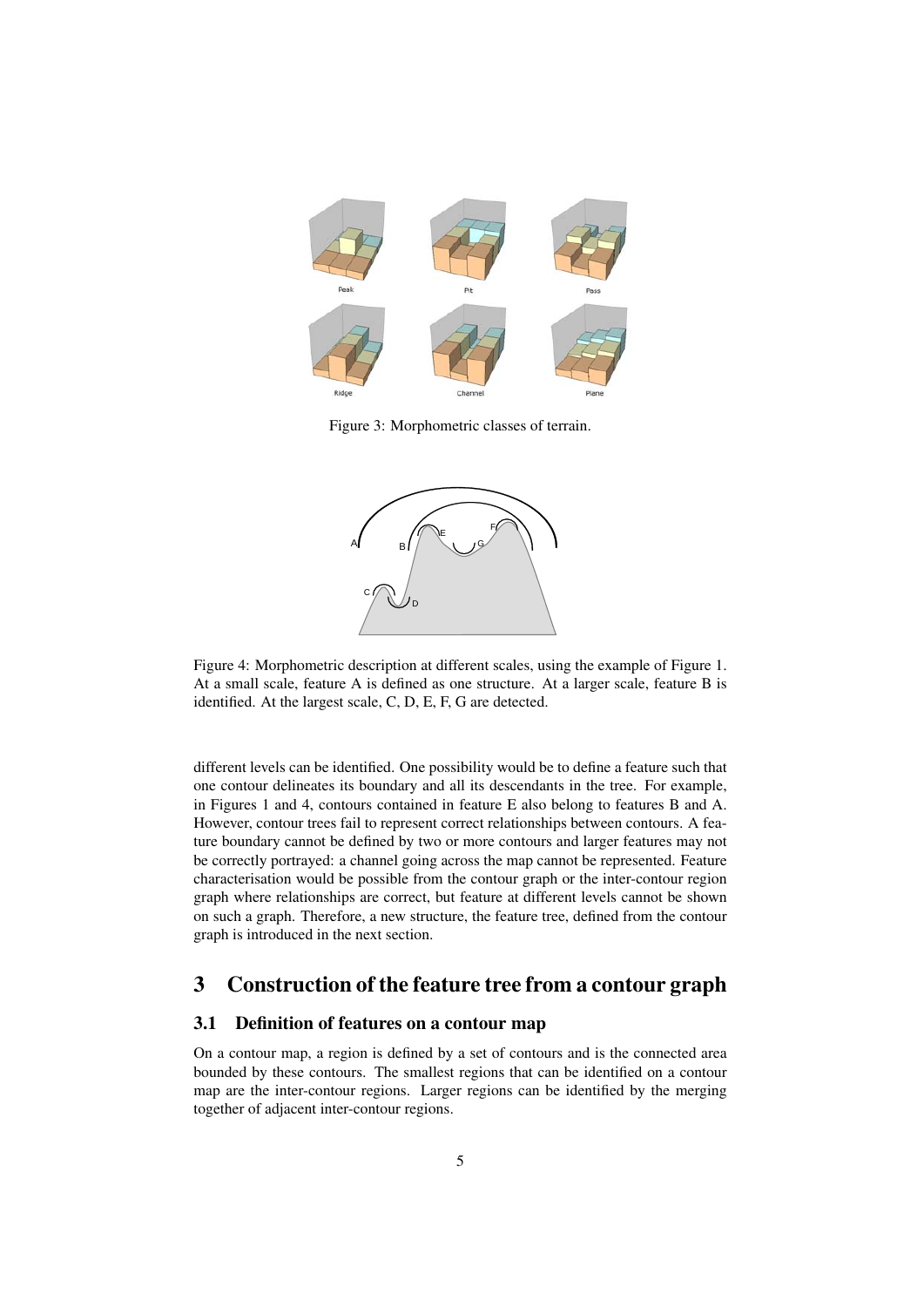Figure 3: Morphometric classes of terrain.

Figure 4: Morphometric description at different scales, using the example of Figure 1. At a small scale, feature A is defined as one structure. At a larger scale, feature B is identified. At the largest scale, C, D, E, F, G are detected.

different levels can be identified. One possibility would be to define a feature such that one contour delineates its boundary and all its descendants in the tree. For example, in Figures 1 and 4, contours contained in feature E also belong to features B and A. However, contour trees fail to represent correct relationships between contours. A feature boundary cannot be defined by two or more contours and larger features may not be correctly portrayed: a channel going across the map cannot be represented. Feature characterisation would be possible from the contour graph or the inter-contour region graph where relationships are correct, but feature at different levels cannot be shown on such a graph. Therefore, a new structure, the feature tree, defined from the contour graph is introduced in the next section.

# 3 Construction of the feature tree from a contour graph

## 3.1 Definition of features on a contour map

On a contour map, a region is defined by a set of contours and is the connected area bounded by these contours. The smallest regions that can be identified on a contour map are the inter-contour regions. Larger regions can be identified by the merging together of adjacent inter-contour regions.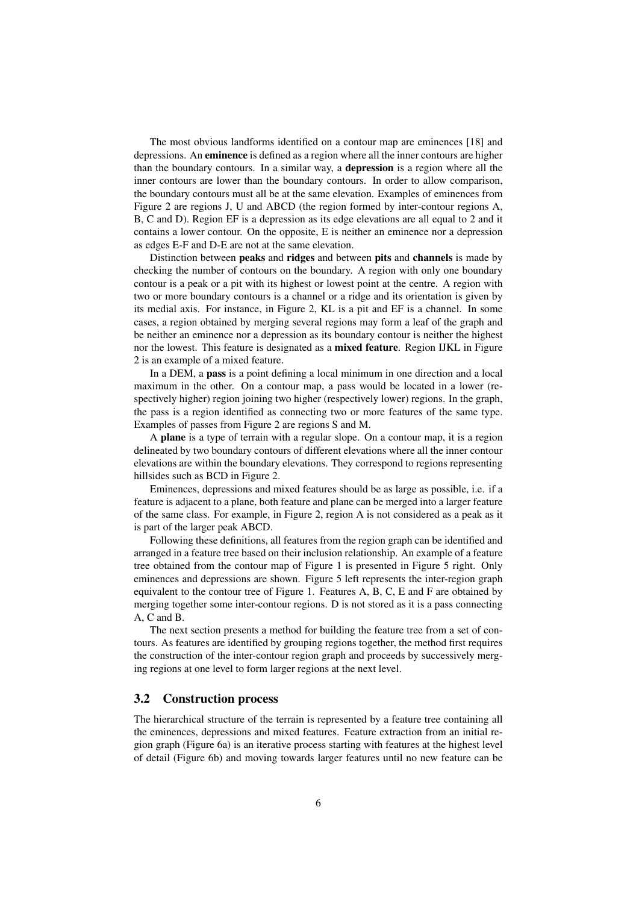The most obvious landforms identified on a contour map are eminences [18] and depressions. An **eminence** is defined as a region where all the inner contours are higher than the boundary contours. In a similar way, a **depression** is a region where all the inner contours are lower than the boundary contours. In order to allow comparison, the boundary contours must all be at the same elevation. Examples of eminences from Figure 2 are regions J, U and ABCD (the region formed by inter-contour regions A, B, C and D). Region EF is a depression as its edge elevations are all equal to 2 and it contains a lower contour. On the opposite, E is neither an eminence nor a depression as edges E-F and D-E are not at the same elevation.

Distinction between **peaks** and **ridges** and between **pits** and **channels** is made by checking the number of contours on the boundary. A region with only one boundary contour is a peak or a pit with its highest or lowest point at the centre. A region with two or more boundary contours is a channel or a ridge and its orientation is given by its medial axis. For instance, in Figure 2, KL is a pit and EF is a channel. In some cases, a region obtained by merging several regions may form a leaf of the graph and be neither an eminence nor a depression as its boundary contour is neither the highest nor the lowest. This feature is designated as a **mixed feature**. Region IJKL in Figure 2 is an example of a mixed feature.

In a DEM, a **pass** is a point defining a local minimum in one direction and a local maximum in the other. On a contour map, a pass would be located in a lower (respectively higher) region joining two higher (respectively lower) regions. In the graph, the pass is a region identified as connecting two or more features of the same type. Examples of passes from Figure 2 are regions S and M.

A **plane** is a type of terrain with a regular slope. On a contour map, it is a region delineated by two boundary contours of different elevations where all the inner contour elevations are within the boundary elevations. They correspond to regions representing hillsides such as BCD in Figure 2.

Eminences, depressions and mixed features should be as large as possible, i.e. if a feature is adjacent to a plane, both feature and plane can be merged into a larger feature of the same class. For example, in Figure 2, region A is not considered as a peak as it is part of the larger peak ABCD.

Following these definitions, all features from the region graph can be identified and arranged in a feature tree based on their inclusion relationship. An example of a feature tree obtained from the contour map of Figure 1 is presented in Figure 5 right. Only eminences and depressions are shown. Figure 5 left represents the inter-region graph equivalent to the contour tree of Figure 1. Features A, B, C, E and F are obtained by merging together some inter-contour regions. D is not stored as it is a pass connecting A, C and B.

The next section presents a method for building the feature tree from a set of contours. As features are identified by grouping regions together, the method first requires the construction of the inter-contour region graph and proceeds by successively merging regions at one level to form larger regions at the next level.

### 3.2 Construction process

The hierarchical structure of the terrain is represented by a feature tree containing all the eminences, depressions and mixed features. Feature extraction from an initial region graph (Figure 6a) is an iterative process starting with features at the highest level of detail (Figure 6b) and moving towards larger features until no new feature can be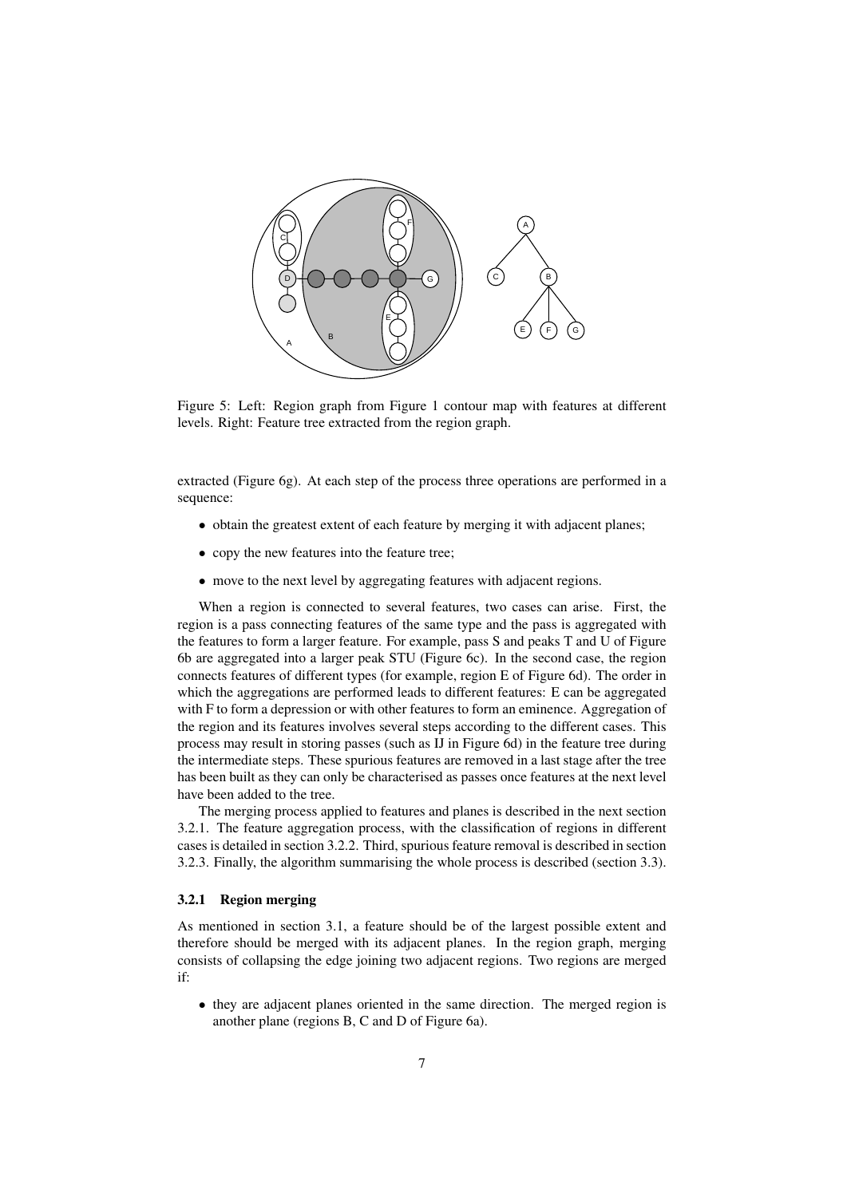Figure 5: Left: Region graph from Figure 1 contour map with features at different levels. Right: Feature tree extracted from the region graph.

extracted (Figure 6g). At each step of the process three operations are performed in a sequence:

- obtain the greatest extent of each feature by merging it with adjacent planes;
- copy the new features into the feature tree;
- move to the next level by aggregating features with adjacent regions.

When a region is connected to several features, two cases can arise. First, the region is a pass connecting features of the same type and the pass is aggregated with the features to form a larger feature. For example, pass S and peaks T and U of Figure 6b are aggregated into a larger peak STU (Figure 6c). In the second case, the region connects features of different types (for example, region E of Figure 6d). The order in which the aggregations are performed leads to different features: E can be aggregated with F to form a depression or with other features to form an eminence. Aggregation of the region and its features involves several steps according to the different cases. This process may result in storing passes (such as IJ in Figure 6d) in the feature tree during the intermediate steps. These spurious features are removed in a last stage after the tree has been built as they can only be characterised as passes once features at the next level have been added to the tree.

The merging process applied to features and planes is described in the next section 3.2.1. The feature aggregation process, with the classification of regions in different cases is detailed in section 3.2.2. Third, spurious feature removal is described in section 3.2.3. Finally, the algorithm summarising the whole process is described (section 3.3).

### 3.2.1 Region merging

As mentioned in section 3.1, a feature should be of the largest possible extent and therefore should be merged with its adjacent planes. In the region graph, merging consists of collapsing the edge joining two adjacent regions. Two regions are merged if:

- they are adjacent planes oriented in the same direction. The merged region is another plane (regions B, C and D of Figure 6a).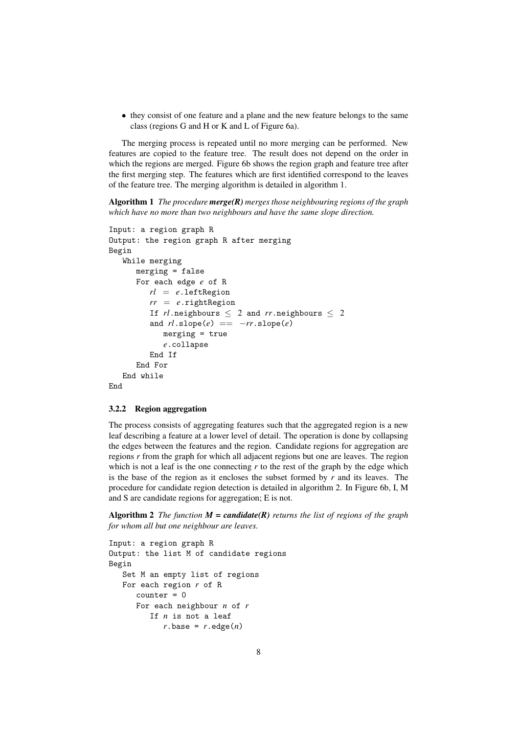- they consist of one feature and a plane and the new feature belongs to the same class (regions G and H or K and L of Figure 6a).

The merging process is repeated until no more merging can be performed. New features are copied to the feature tree. The result does not depend on the order in which the regions are merged. Figure 6b shows the region graph and feature tree after the first merging step. The features which are first identified correspond to the leaves of the feature tree. The merging algorithm is detailed in algorithm 1.

**Algorithm 1** *The procedure* ***merge(R)*** *merges those neighbouring regions of the graph which have no more than two neighbours and have the same slope direction.*

```
Input: a region graph R
Output: the region graph R after merging
Begin
   While merging
      merging = false
      For each edge e of R
         rl = e.leftRegion
         rr = e.rightRegion
         If rl.neighbours ≤ 2 and rr.neighbours ≤ 2
         and rl.slope(e) == −rr.slope(e)
            merging = true
            e.collapse
         End If
      End For
   End while
End
```

### 3.2.2 Region aggregation

The process consists of aggregating features such that the aggregated region is a new leaf describing a feature at a lower level of detail. The operation is done by collapsing the edges between the features and the region. Candidate regions for aggregation are regions *r* from the graph for which all adjacent regions but one are leaves. The region which is not a leaf is the one connecting *r* to the rest of the graph by the edge which is the base of the region as it encloses the subset formed by *r* and its leaves. The procedure for candidate region detection is detailed in algorithm 2. In Figure 6b, I, M and S are candidate regions for aggregation; E is not.

**Algorithm 2** *The function* ***M = candidate(R)*** *returns the list of regions of the graph for whom all but one neighbour are leaves.*

```
Input: a region graph R
Output: the list M of candidate regions
Begin
   Set M an empty list of regions
   For each region r of R
      counter = 0
      For each neighbour n of r
         If n is not a leaf
            r.base = r.edge(n)
```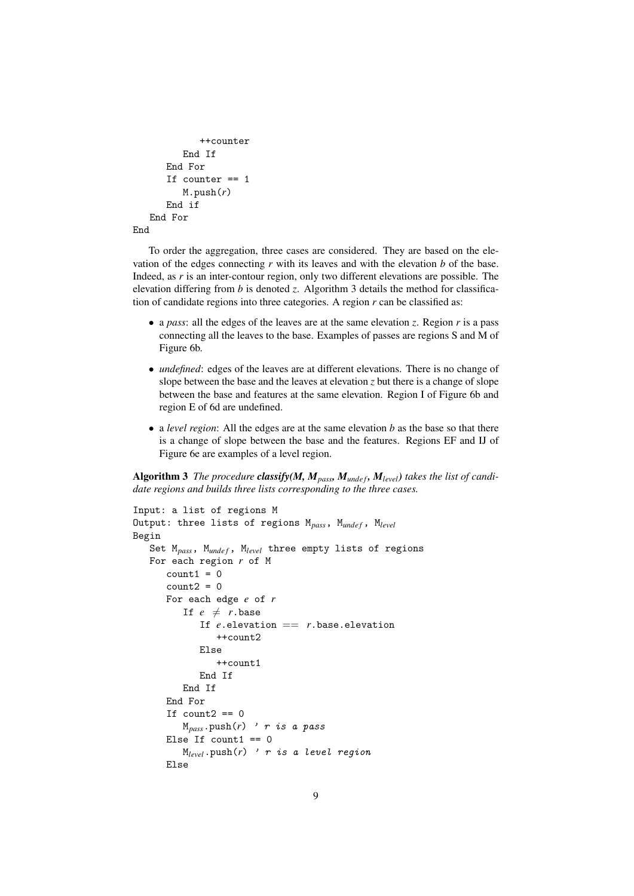```
            ++counter
         End If
      End For
      If counter == 1
         M.push(r)
      End if
   End For
End
```

To order the aggregation, three cases are considered. They are based on the elevation of the edges connecting *r* with its leaves and with the elevation *b* of the base. Indeed, as *r* is an inter-contour region, only two different elevations are possible. The elevation differing from *b* is denoted *z*. Algorithm 3 details the method for classification of candidate regions into three categories. A region *r* can be classified as:

- a *pass*: all the edges of the leaves are at the same elevation *z*. Region *r* is a pass connecting all the leaves to the base. Examples of passes are regions S and M of Figure 6b.
- *undefined*: edges of the leaves are at different elevations. There is no change of slope between the base and the leaves at elevation *z* but there is a change of slope between the base and features at the same elevation. Region I of Figure 6b and region E of 6d are undefined.
- a *level region*: All the edges are at the same elevation *b* as the base so that there is a change of slope between the base and the features. Regions EF and IJ of Figure 6e are examples of a level region.

**Algorithm 3** *The procedure* ***classify(M, $M_{pass}$, $M_{undef}$, $M_{level}$)*** *takes the list of candidate regions and builds three lists corresponding to the three cases.*

```
Input: a list of regions M
Output: three lists of regions M_pass, M_undef, M_level
Begin
   Set M_pass, M_undef, M_level three empty lists of regions
   For each region r of M
      count1 = 0
      count2 = 0
      For each edge e of r
         If e ≠ r.base
            If e.elevation == r.base.elevation
               ++count2
            Else
               ++count1
            End If
         End If
      End For
      If count2 == 0
         M_pass.push(r) ' r is a pass
      Else If count1 == 0
         M_level.push(r) ' r is a level region
      Else
```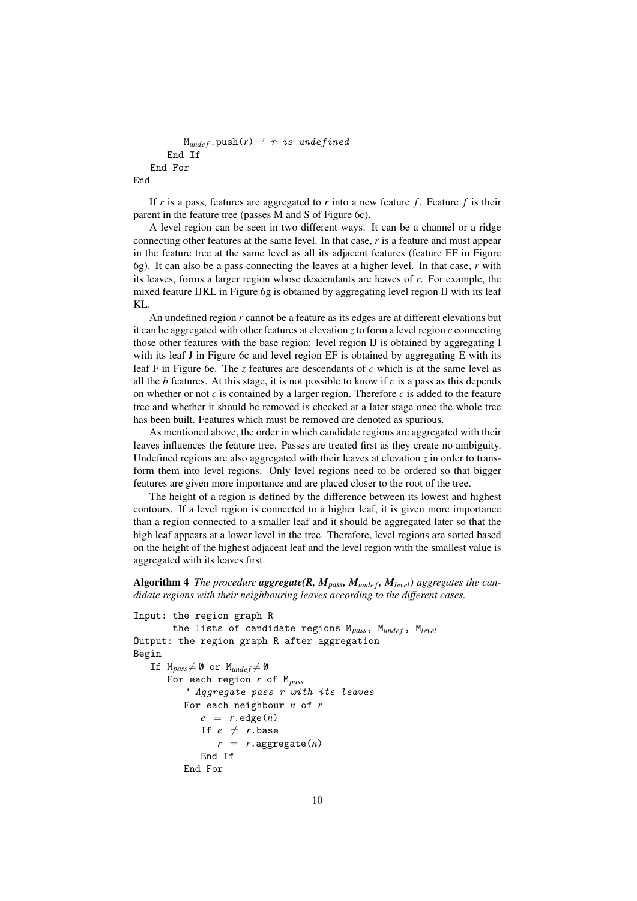```
            M_undef.push(r)  ' r is undefined
        End If
    End For
End
```

If $r$ is a pass, features are aggregated to $r$ into a new feature $f$. Feature $f$ is their parent in the feature tree (passes M and S of Figure 6c).

A level region can be seen in two different ways. It can be a channel or a ridge connecting other features at the same level. In that case, $r$ is a feature and must appear in the feature tree at the same level as all its adjacent features (feature EF in Figure 6g). It can also be a pass connecting the leaves at a higher level. In that case, $r$ with its leaves, forms a larger region whose descendants are leaves of $r$. For example, the mixed feature IJKL in Figure 6g is obtained by aggregating level region IJ with its leaf KL.

An undefined region $r$ cannot be a feature as its edges are at different elevations but it can be aggregated with other features at elevation $z$ to form a level region $c$ connecting those other features with the base region: level region IJ is obtained by aggregating I with its leaf J in Figure 6c and level region EF is obtained by aggregating E with its leaf F in Figure 6e. The $z$ features are descendants of $c$ which is at the same level as all the $b$ features. At this stage, it is not possible to know if $c$ is a pass as this depends on whether or not $c$ is contained by a larger region. Therefore $c$ is added to the feature tree and whether it should be removed is checked at a later stage once the whole tree has been built. Features which must be removed are denoted as spurious.

As mentioned above, the order in which candidate regions are aggregated with their leaves influences the feature tree. Passes are treated first as they create no ambiguity. Undefined regions are also aggregated with their leaves at elevation $z$ in order to transform them into level regions. Only level regions need to be ordered so that bigger features are given more importance and are placed closer to the root of the tree.

The height of a region is defined by the difference between its lowest and highest contours. If a level region is connected to a higher leaf, it is given more importance than a region connected to a smaller leaf and it should be aggregated later so that the high leaf appears at a lower level in the tree. Therefore, level regions are sorted based on the height of the highest adjacent leaf and the level region with the smallest value is aggregated with its leaves first.

**Algorithm 4** *The procedure **aggregate(R, $M_{pass}$, $M_{undef}$, $M_{level}$)** aggregates the candidate regions with their neighbouring leaves according to the different cases.*

```
Input: the region graph R
       the lists of candidate regions M_pass, M_undef, M_level
Output: the region graph R after aggregation
Begin
    If M_pass ≠ ∅ or M_undef ≠ ∅
        For each region r of M_pass
            ' Aggregate pass r with its leaves
            For each neighbour n of r
                e = r.edge(n)
                If e ≠ r.base
                    r = r.aggregate(n)
                End If
            End For
```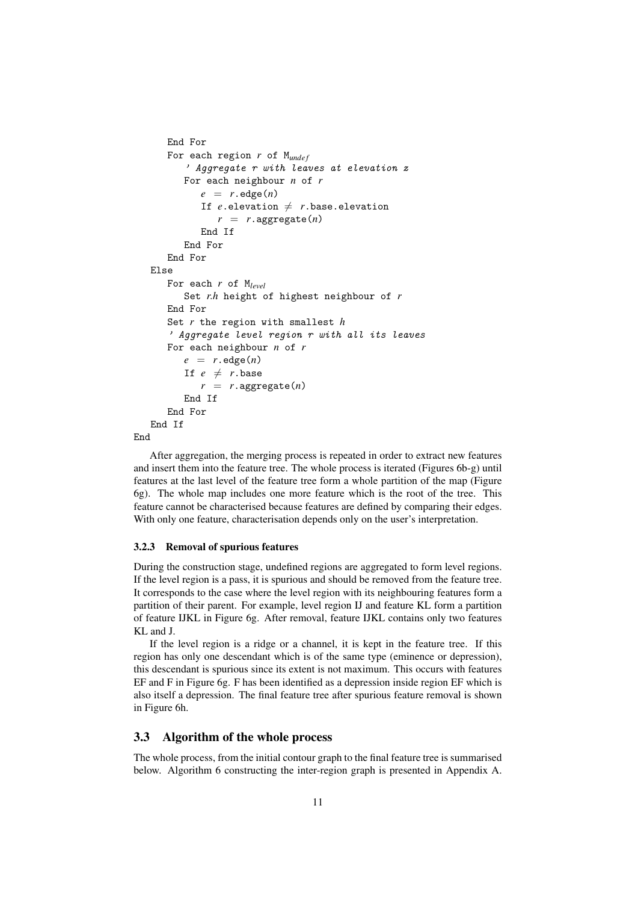```
      End For
      For each region r of M_undef
         ' Aggregate r with leaves at elevation z
         For each neighbour n of r
            e = r.edge(n)
            If e.elevation ≠ r.base.elevation
               r = r.aggregate(n)
            End If
         End For
      End For
   Else
      For each r of M_level
         Set r.h height of highest neighbour of r
      End For
      Set r the region with smallest h
      ' Aggregate level region r with all its leaves
      For each neighbour n of r
         e = r.edge(n)
         If e ≠ r.base
            r = r.aggregate(n)
         End If
      End For
   End If
End
```

After aggregation, the merging process is repeated in order to extract new features and insert them into the feature tree. The whole process is iterated (Figures 6b-g) until features at the last level of the feature tree form a whole partition of the map (Figure 6g). The whole map includes one more feature which is the root of the tree. This feature cannot be characterised because features are defined by comparing their edges. With only one feature, characterisation depends only on the user's interpretation.

#### 3.2.3 Removal of spurious features

During the construction stage, undefined regions are aggregated to form level regions. If the level region is a pass, it is spurious and should be removed from the feature tree. It corresponds to the case where the level region with its neighbouring features form a partition of their parent. For example, level region IJ and feature KL form a partition of feature IJKL in Figure 6g. After removal, feature IJKL contains only two features KL and J.

If the level region is a ridge or a channel, it is kept in the feature tree. If this region has only one descendant which is of the same type (eminence or depression), this descendant is spurious since its extent is not maximum. This occurs with features EF and F in Figure 6g. F has been identified as a depression inside region EF which is also itself a depression. The final feature tree after spurious feature removal is shown in Figure 6h.

## 3.3 Algorithm of the whole process

The whole process, from the initial contour graph to the final feature tree is summarised below. Algorithm 6 constructing the inter-region graph is presented in Appendix A.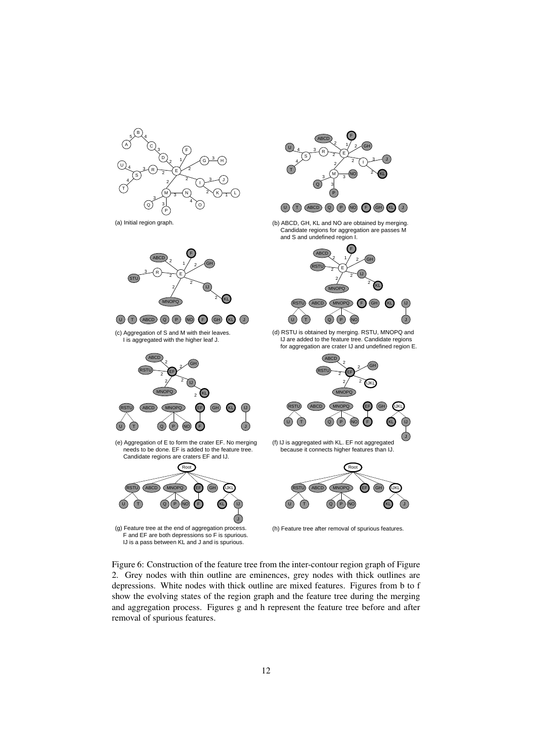(a) Initial region graph.

(b) ABCD, GH, KL and NO are obtained by merging. Candidate regions for aggregation are passes M and S and undefined region I.

(c) Aggregation of S and M with their leaves. I is aggregated with the higher leaf J.

(d) RSTU is obtained by merging. RSTU, MNOPQ and IJ are added to the feature tree. Candidate regions for aggregation are crater IJ and undefined region E.

(e) Aggregation of E to form the crater EF. No merging needs to be done. EF is added to the feature tree. Candidate regions are craters EF and IJ.

(f) IJ is aggregated with KL. EF not aggregated because it connects higher features than IJ.

(g) Feature tree at the end of aggregation process. F and EF are both depressions so F is spurious. IJ is a pass between KL and J and is spurious.

(h) Feature tree after removal of spurious features.

Figure 6: Construction of the feature tree from the inter-contour region graph of Figure 2. Grey nodes with thin outline are eminences, grey nodes with thick outlines are depressions. White nodes with thick outline are mixed features. Figures from b to f show the evolving states of the region graph and the feature tree during the merging and aggregation process. Figures g and h represent the feature tree before and after removal of spurious features.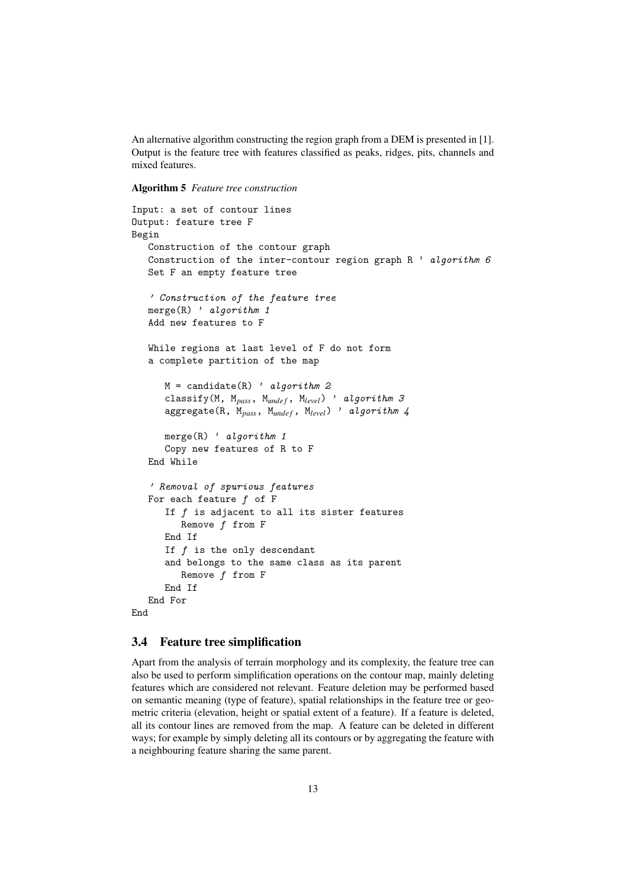An alternative algorithm constructing the region graph from a DEM is presented in [1]. Output is the feature tree with features classified as peaks, ridges, pits, channels and mixed features.

**Algorithm 5** *Feature tree construction*

```
Input: a set of contour lines
Output: feature tree F
Begin
   Construction of the contour graph
   Construction of the inter-contour region graph R ' algorithm 6
   Set F an empty feature tree

   ' Construction of the feature tree
   merge(R) ' algorithm 1
   Add new features to F

   While regions at last level of F do not form
   a complete partition of the map

      M = candidate(R) ' algorithm 2
      classify(M, M_pass, M_undef, M_level) ' algorithm 3
      aggregate(R, M_pass, M_undef, M_level) ' algorithm 4

      merge(R) ' algorithm 1
      Copy new features of R to F
   End While

   ' Removal of spurious features
   For each feature f of F
      If f is adjacent to all its sister features
         Remove f from F
      End If
      If f is the only descendant
      and belongs to the same class as its parent
         Remove f from F
      End If
   End For
End
```

### 3.4 Feature tree simplification

Apart from the analysis of terrain morphology and its complexity, the feature tree can also be used to perform simplification operations on the contour map, mainly deleting features which are considered not relevant. Feature deletion may be performed based on semantic meaning (type of feature), spatial relationships in the feature tree or geometric criteria (elevation, height or spatial extent of a feature). If a feature is deleted, all its contour lines are removed from the map. A feature can be deleted in different ways; for example by simply deleting all its contours or by aggregating the feature with a neighbouring feature sharing the same parent.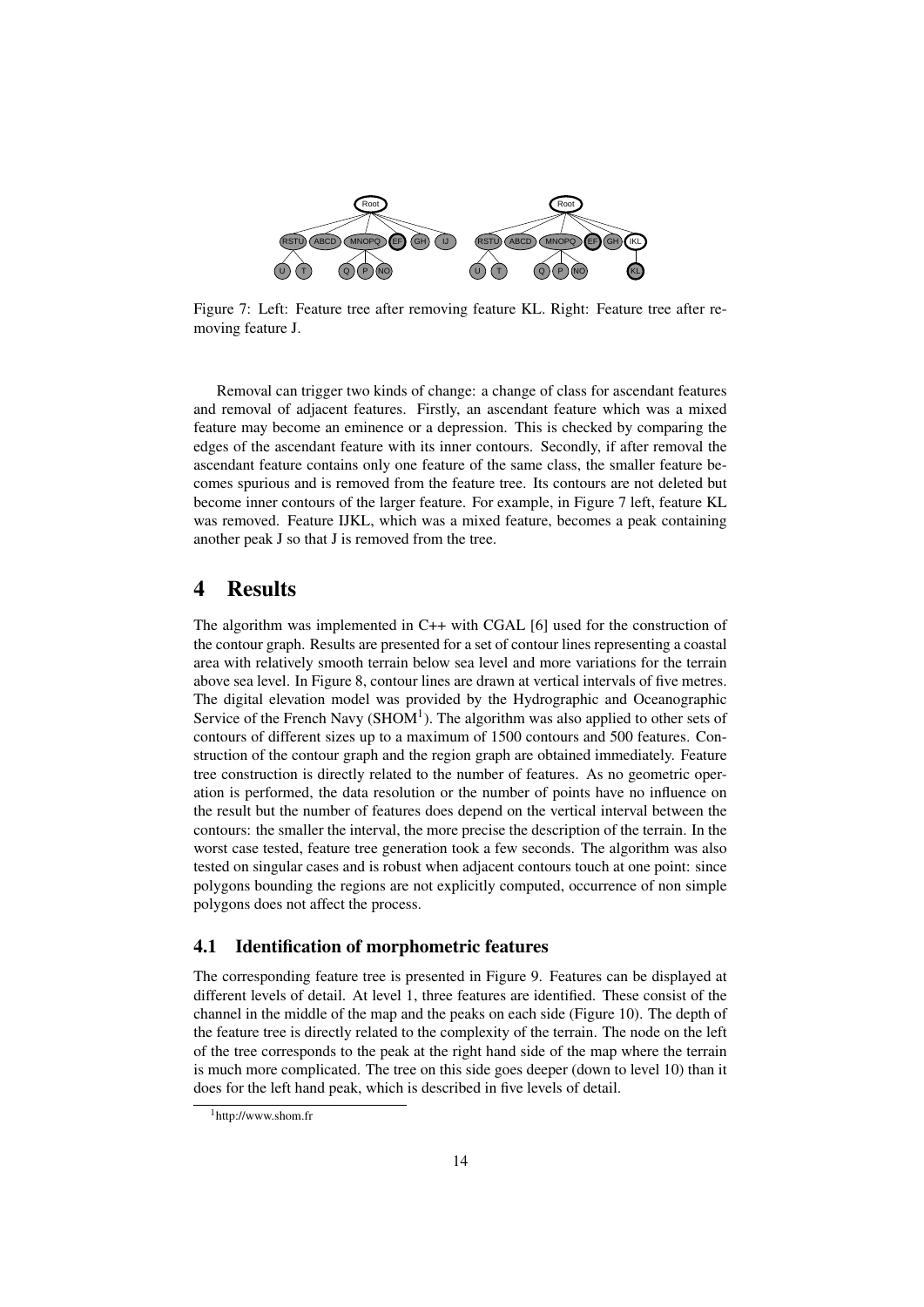Figure 7: Left: Feature tree after removing feature KL. Right: Feature tree after removing feature J.

Removal can trigger two kinds of change: a change of class for ascendant features and removal of adjacent features. Firstly, an ascendant feature which was a mixed feature may become an eminence or a depression. This is checked by comparing the edges of the ascendant feature with its inner contours. Secondly, if after removal the ascendant feature contains only one feature of the same class, the smaller feature becomes spurious and is removed from the feature tree. Its contours are not deleted but become inner contours of the larger feature. For example, in Figure 7 left, feature KL was removed. Feature IJKL, which was a mixed feature, becomes a peak containing another peak J so that J is removed from the tree.

# 4 Results

The algorithm was implemented in C++ with CGAL [6] used for the construction of the contour graph. Results are presented for a set of contour lines representing a coastal area with relatively smooth terrain below sea level and more variations for the terrain above sea level. In Figure 8, contour lines are drawn at vertical intervals of five metres. The digital elevation model was provided by the Hydrographic and Oceanographic Service of the French Navy (SHOM[1]). The algorithm was also applied to other sets of contours of different sizes up to a maximum of 1500 contours and 500 features. Construction of the contour graph and the region graph are obtained immediately. Feature tree construction is directly related to the number of features. As no geometric operation is performed, the data resolution or the number of points have no influence on the result but the number of features does depend on the vertical interval between the contours: the smaller the interval, the more precise the description of the terrain. In the worst case tested, feature tree generation took a few seconds. The algorithm was also tested on singular cases and is robust when adjacent contours touch at one point: since polygons bounding the regions are not explicitly computed, occurrence of non simple polygons does not affect the process.

## 4.1 Identification of morphometric features

The corresponding feature tree is presented in Figure 9. Features can be displayed at different levels of detail. At level 1, three features are identified. These consist of the channel in the middle of the map and the peaks on each side (Figure 10). The depth of the feature tree is directly related to the complexity of the terrain. The node on the left of the tree corresponds to the peak at the right hand side of the map where the terrain is much more complicated. The tree on this side goes deeper (down to level 10) than it does for the left hand peak, which is described in five levels of detail.

[1] http://www.shom.fr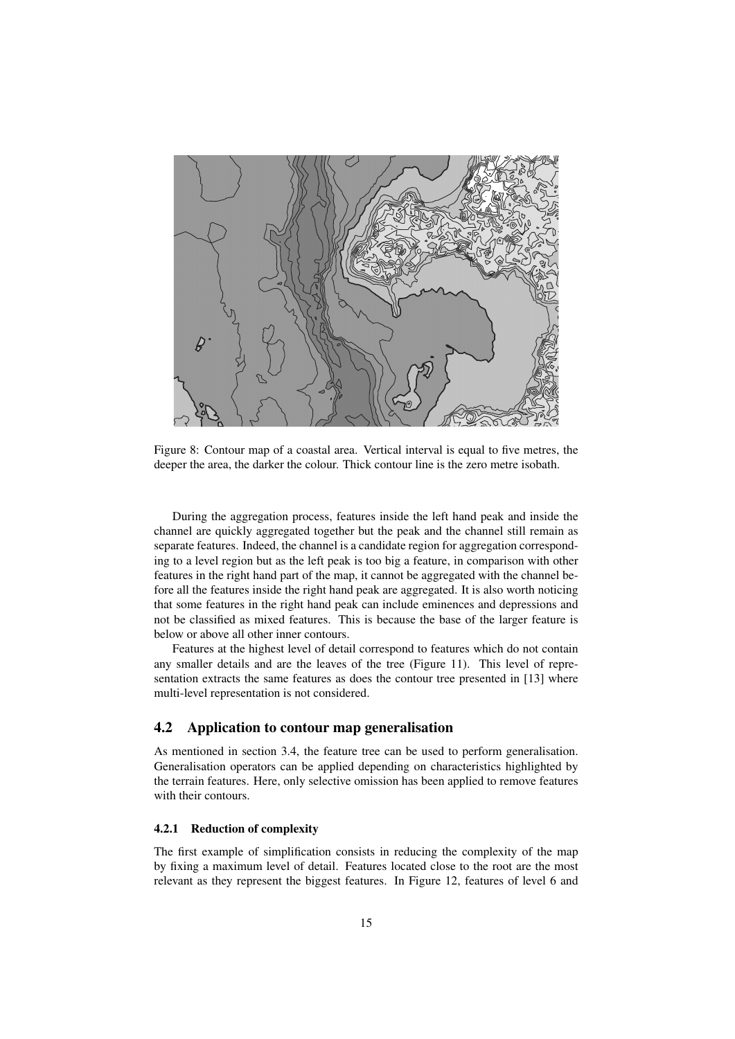Figure 8: Contour map of a coastal area. Vertical interval is equal to five metres, the deeper the area, the darker the colour. Thick contour line is the zero metre isobath.

During the aggregation process, features inside the left hand peak and inside the channel are quickly aggregated together but the peak and the channel still remain as separate features. Indeed, the channel is a candidate region for aggregation corresponding to a level region but as the left peak is too big a feature, in comparison with other features in the right hand part of the map, it cannot be aggregated with the channel before all the features inside the right hand peak are aggregated. It is also worth noticing that some features in the right hand peak can include eminences and depressions and not be classified as mixed features. This is because the base of the larger feature is below or above all other inner contours.

Features at the highest level of detail correspond to features which do not contain any smaller details and are the leaves of the tree (Figure 11). This level of representation extracts the same features as does the contour tree presented in [13] where multi-level representation is not considered.

## 4.2 Application to contour map generalisation

As mentioned in section 3.4, the feature tree can be used to perform generalisation. Generalisation operators can be applied depending on characteristics highlighted by the terrain features. Here, only selective omission has been applied to remove features with their contours.

### 4.2.1 Reduction of complexity

The first example of simplification consists in reducing the complexity of the map by fixing a maximum level of detail. Features located close to the root are the most relevant as they represent the biggest features. In Figure 12, features of level 6 and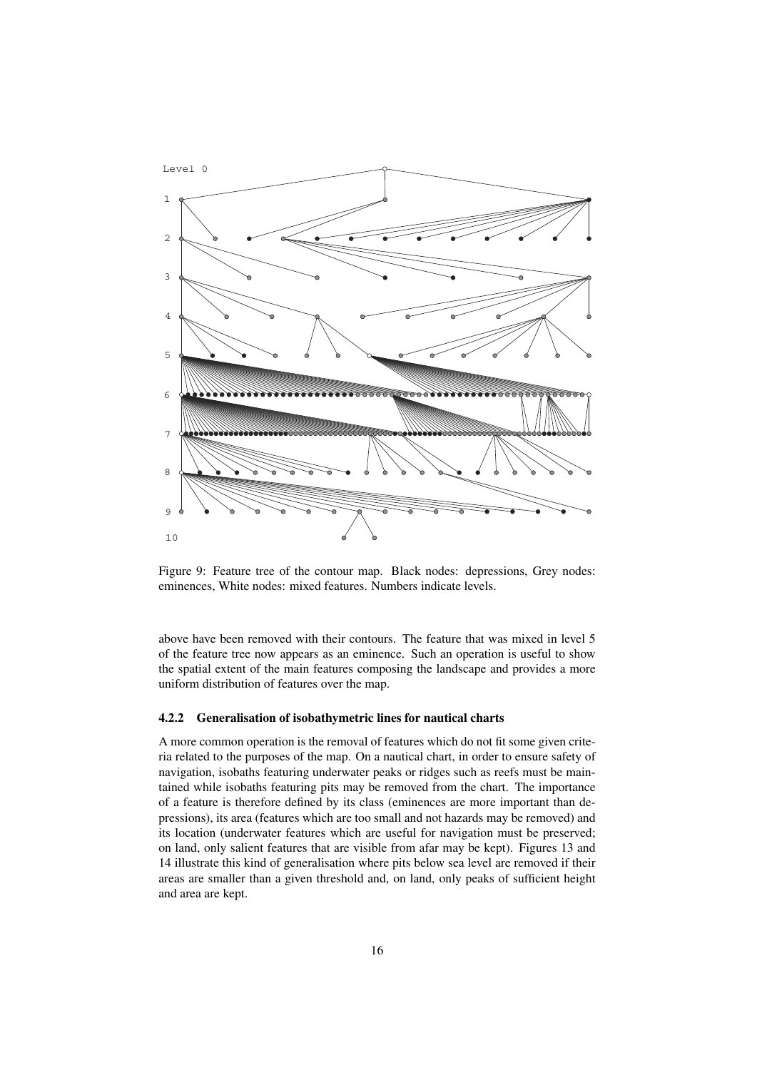Figure 9: Feature tree of the contour map. Black nodes: depressions, Grey nodes: eminences, White nodes: mixed features. Numbers indicate levels.

above have been removed with their contours. The feature that was mixed in level 5 of the feature tree now appears as an eminence. Such an operation is useful to show the spatial extent of the main features composing the landscape and provides a more uniform distribution of features over the map.

#### 4.2.2 Generalisation of isobathymetric lines for nautical charts

A more common operation is the removal of features which do not fit some given criteria related to the purposes of the map. On a nautical chart, in order to ensure safety of navigation, isobaths featuring underwater peaks or ridges such as reefs must be maintained while isobaths featuring pits may be removed from the chart. The importance of a feature is therefore defined by its class (eminences are more important than depressions), its area (features which are too small and not hazards may be removed) and its location (underwater features which are useful for navigation must be preserved; on land, only salient features that are visible from afar may be kept). Figures 13 and 14 illustrate this kind of generalisation where pits below sea level are removed if their areas are smaller than a given threshold and, on land, only peaks of sufficient height and area are kept.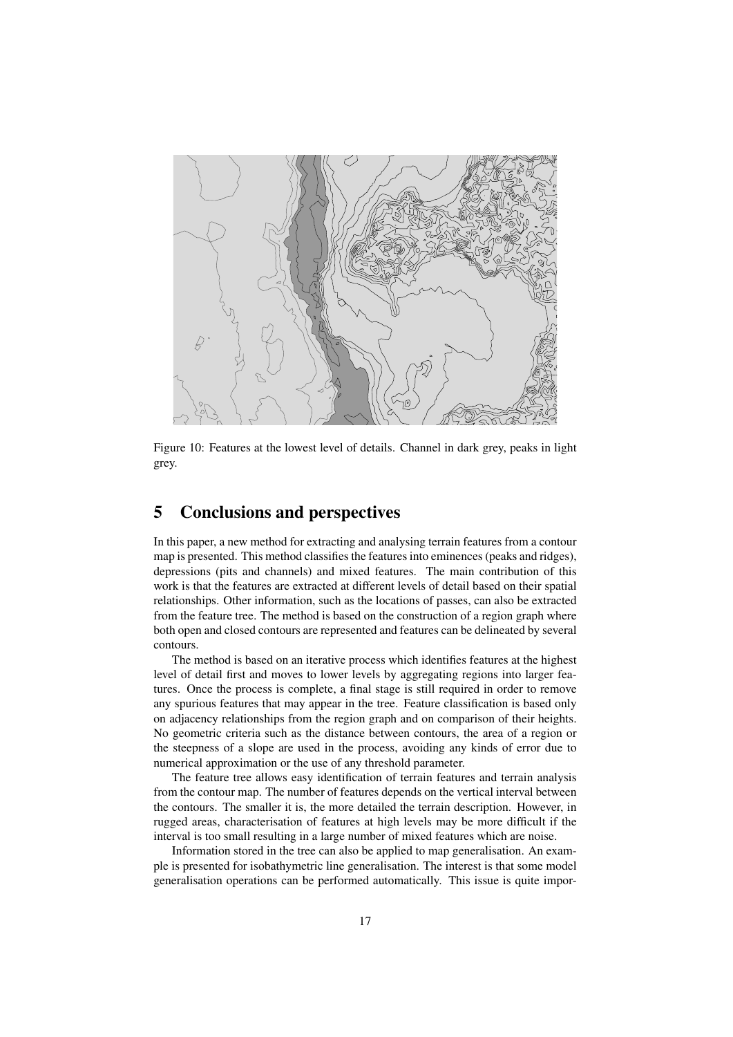Figure 10: Features at the lowest level of details. Channel in dark grey, peaks in light grey.

## 5 Conclusions and perspectives

In this paper, a new method for extracting and analysing terrain features from a contour map is presented. This method classifies the features into eminences (peaks and ridges), depressions (pits and channels) and mixed features. The main contribution of this work is that the features are extracted at different levels of detail based on their spatial relationships. Other information, such as the locations of passes, can also be extracted from the feature tree. The method is based on the construction of a region graph where both open and closed contours are represented and features can be delineated by several contours.

The method is based on an iterative process which identifies features at the highest level of detail first and moves to lower levels by aggregating regions into larger features. Once the process is complete, a final stage is still required in order to remove any spurious features that may appear in the tree. Feature classification is based only on adjacency relationships from the region graph and on comparison of their heights. No geometric criteria such as the distance between contours, the area of a region or the steepness of a slope are used in the process, avoiding any kinds of error due to numerical approximation or the use of any threshold parameter.

The feature tree allows easy identification of terrain features and terrain analysis from the contour map. The number of features depends on the vertical interval between the contours. The smaller it is, the more detailed the terrain description. However, in rugged areas, characterisation of features at high levels may be more difficult if the interval is too small resulting in a large number of mixed features which are noise.

Information stored in the tree can also be applied to map generalisation. An example is presented for isobathymetric line generalisation. The interest is that some model generalisation operations can be performed automatically. This issue is quite impor-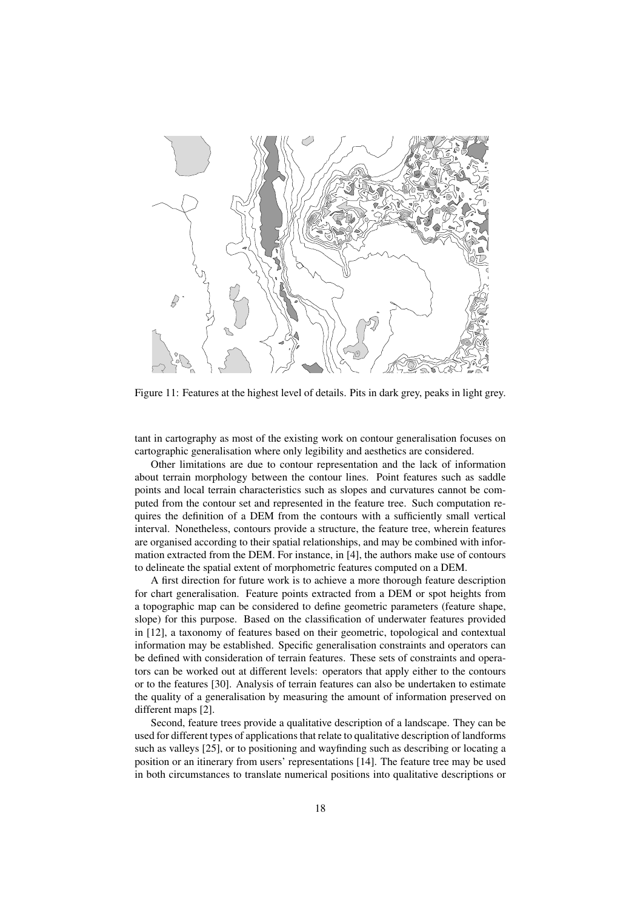Figure 11: Features at the highest level of details. Pits in dark grey, peaks in light grey.

tant in cartography as most of the existing work on contour generalisation focuses on cartographic generalisation where only legibility and aesthetics are considered.

Other limitations are due to contour representation and the lack of information about terrain morphology between the contour lines. Point features such as saddle points and local terrain characteristics such as slopes and curvatures cannot be computed from the contour set and represented in the feature tree. Such computation requires the definition of a DEM from the contours with a sufficiently small vertical interval. Nonetheless, contours provide a structure, the feature tree, wherein features are organised according to their spatial relationships, and may be combined with information extracted from the DEM. For instance, in [4], the authors make use of contours to delineate the spatial extent of morphometric features computed on a DEM.

A first direction for future work is to achieve a more thorough feature description for chart generalisation. Feature points extracted from a DEM or spot heights from a topographic map can be considered to define geometric parameters (feature shape, slope) for this purpose. Based on the classification of underwater features provided in [12], a taxonomy of features based on their geometric, topological and contextual information may be established. Specific generalisation constraints and operators can be defined with consideration of terrain features. These sets of constraints and operators can be worked out at different levels: operators that apply either to the contours or to the features [30]. Analysis of terrain features can also be undertaken to estimate the quality of a generalisation by measuring the amount of information preserved on different maps [2].

Second, feature trees provide a qualitative description of a landscape. They can be used for different types of applications that relate to qualitative description of landforms such as valleys [25], or to positioning and wayfinding such as describing or locating a position or an itinerary from users' representations [14]. The feature tree may be used in both circumstances to translate numerical positions into qualitative descriptions or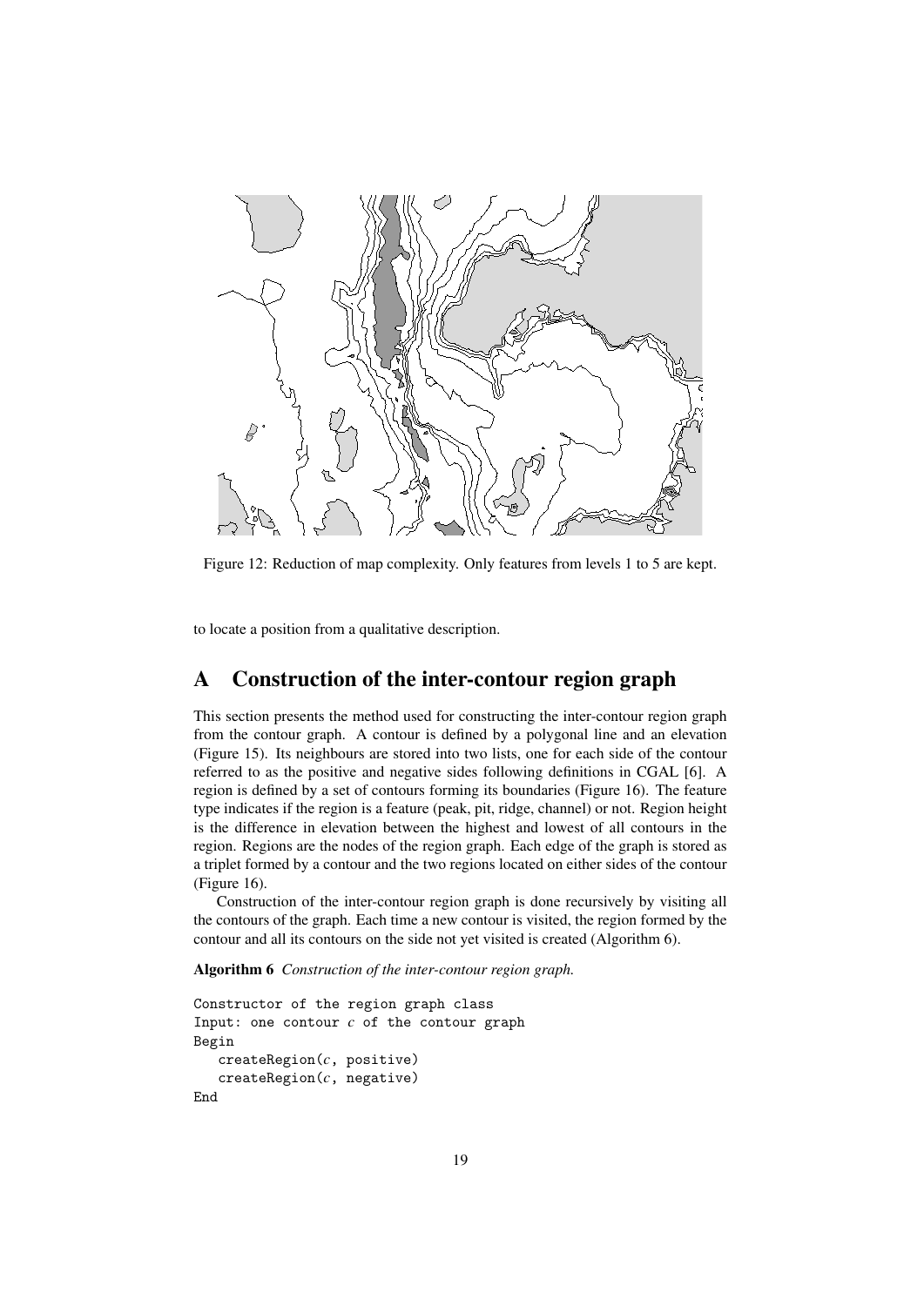Figure 12: Reduction of map complexity. Only features from levels 1 to 5 are kept.

to locate a position from a qualitative description.

# A Construction of the inter-contour region graph

This section presents the method used for constructing the inter-contour region graph from the contour graph. A contour is defined by a polygonal line and an elevation (Figure 15). Its neighbours are stored into two lists, one for each side of the contour referred to as the positive and negative sides following definitions in CGAL [6]. A region is defined by a set of contours forming its boundaries (Figure 16). The feature type indicates if the region is a feature (peak, pit, ridge, channel) or not. Region height is the difference in elevation between the highest and lowest of all contours in the region. Regions are the nodes of the region graph. Each edge of the graph is stored as a triplet formed by a contour and the two regions located on either sides of the contour (Figure 16).

Construction of the inter-contour region graph is done recursively by visiting all the contours of the graph. Each time a new contour is visited, the region formed by the contour and all its contours on the side not yet visited is created (Algorithm 6).

**Algorithm 6** *Construction of the inter-contour region graph.*

```
Constructor of the region graph class
Input: one contour c of the contour graph
Begin
   createRegion(c, positive)
   createRegion(c, negative)
End
```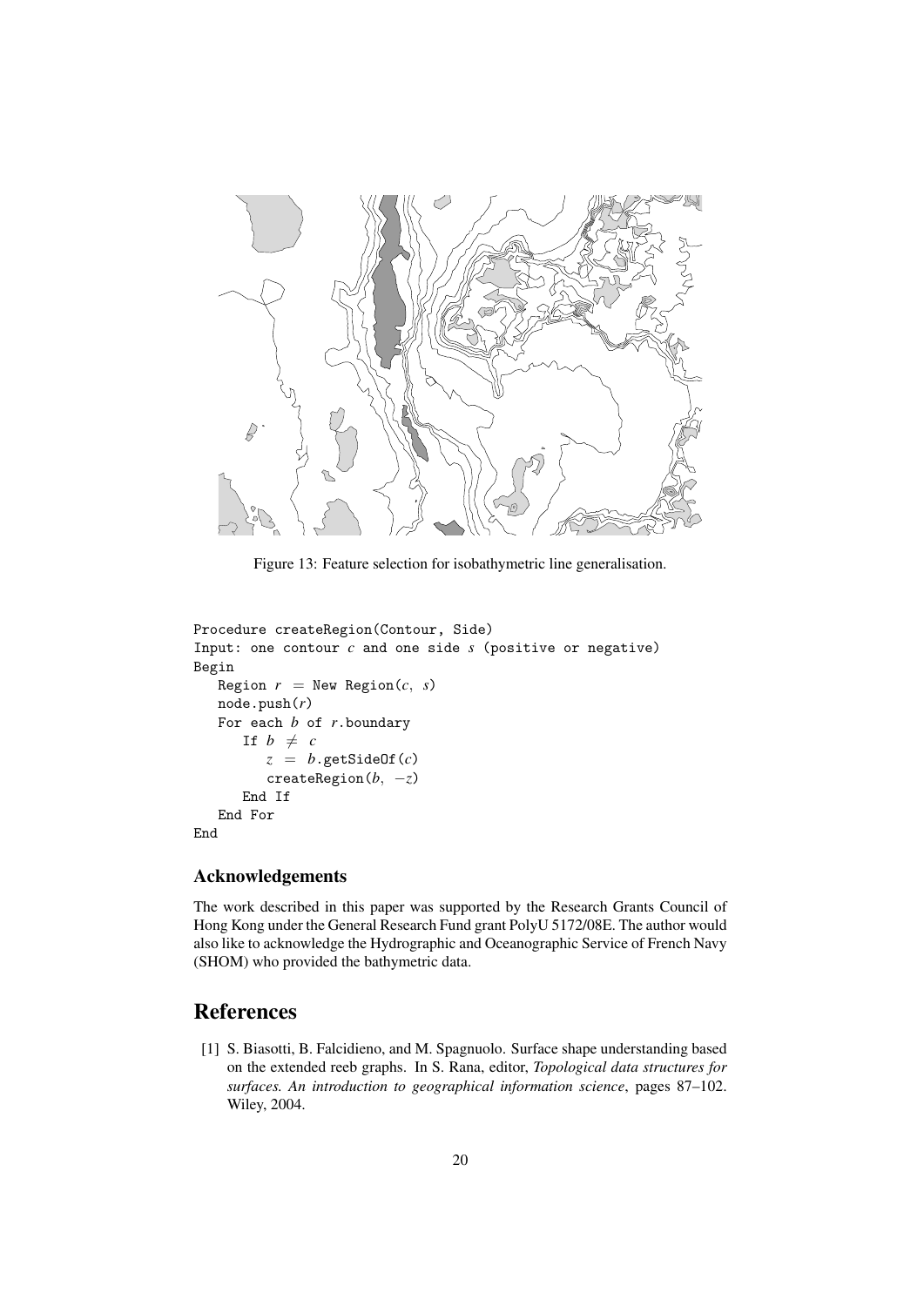Figure 13: Feature selection for isobathymetric line generalisation.

```
Procedure createRegion(Contour, Side)
Input: one contour c and one side s (positive or negative)
Begin
   Region r = New Region(c, s)
   node.push(r)
   For each b of r.boundary
      If b ≠ c
         z = b.getSideOf(c)
         createRegion(b, −z)
      End If
   End For
End
```

## Acknowledgements

The work described in this paper was supported by the Research Grants Council of Hong Kong under the General Research Fund grant PolyU 5172/08E. The author would also like to acknowledge the Hydrographic and Oceanographic Service of French Navy (SHOM) who provided the bathymetric data.

# References

[1] S. Biasotti, B. Falcidieno, and M. Spagnuolo. Surface shape understanding based on the extended reeb graphs. In S. Rana, editor, *Topological data structures for surfaces. An introduction to geographical information science*, pages 87–102. Wiley, 2004.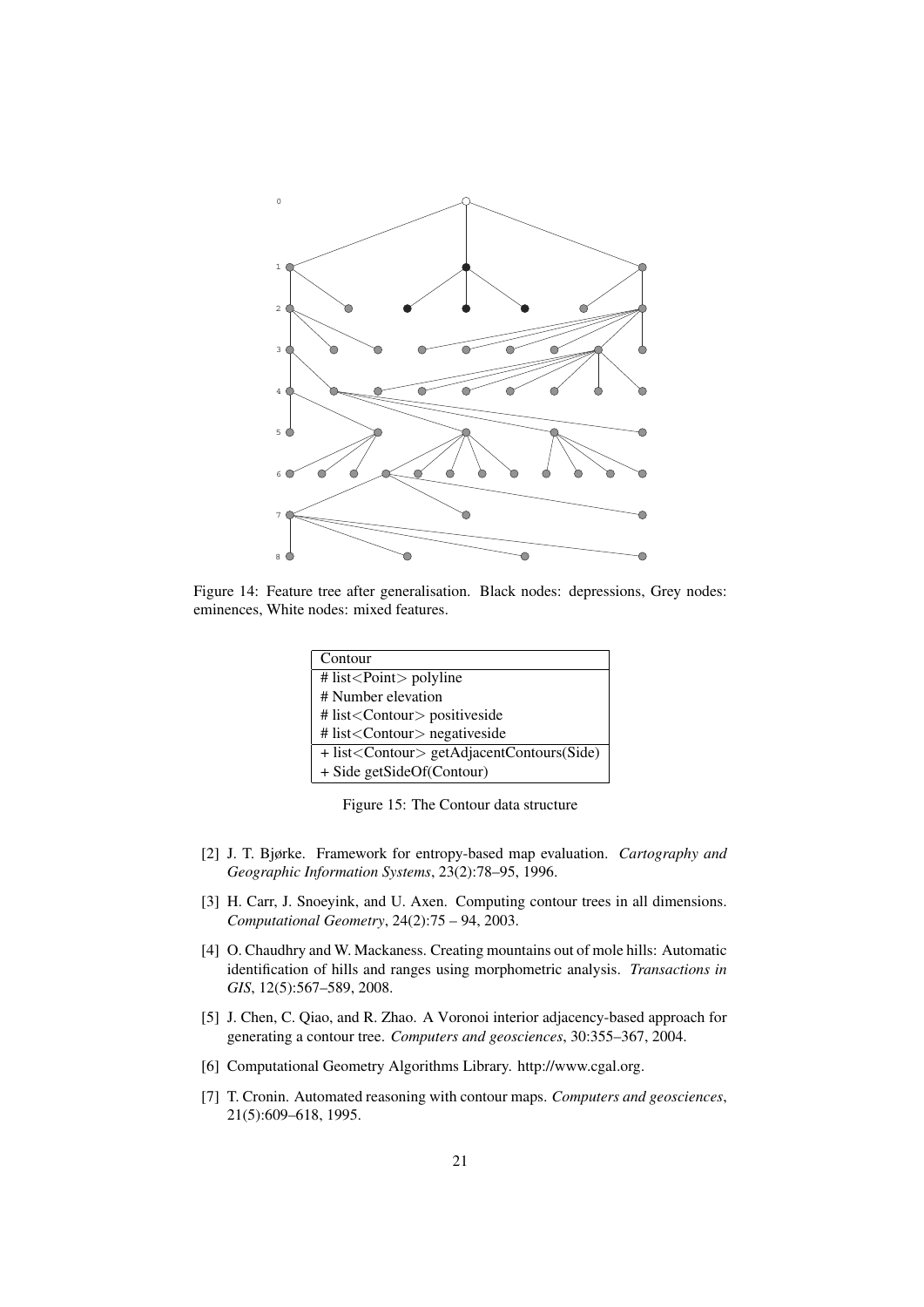Figure 14: Feature tree after generalisation. Black nodes: depressions, Grey nodes: eminences, White nodes: mixed features.

| Contour |
|---|
| # list<Point> polyline |
| # Number elevation |
| # list<Contour> positiveside |
| # list<Contour> negativeside |
| + list<Contour> getAdjacentContours(Side) |
| + Side getSideOf(Contour) |

Figure 15: The Contour data structure

[2] J. T. Bjørke. Framework for entropy-based map evaluation. *Cartography and Geographic Information Systems*, 23(2):78–95, 1996.

[3] H. Carr, J. Snoeyink, and U. Axen. Computing contour trees in all dimensions. *Computational Geometry*, 24(2):75 – 94, 2003.

[4] O. Chaudhry and W. Mackaness. Creating mountains out of mole hills: Automatic identification of hills and ranges using morphometric analysis. *Transactions in GIS*, 12(5):567–589, 2008.

[5] J. Chen, C. Qiao, and R. Zhao. A Voronoi interior adjacency-based approach for generating a contour tree. *Computers and geosciences*, 30:355–367, 2004.

[6] Computational Geometry Algorithms Library. http://www.cgal.org.

[7] T. Cronin. Automated reasoning with contour maps. *Computers and geosciences*, 21(5):609–618, 1995.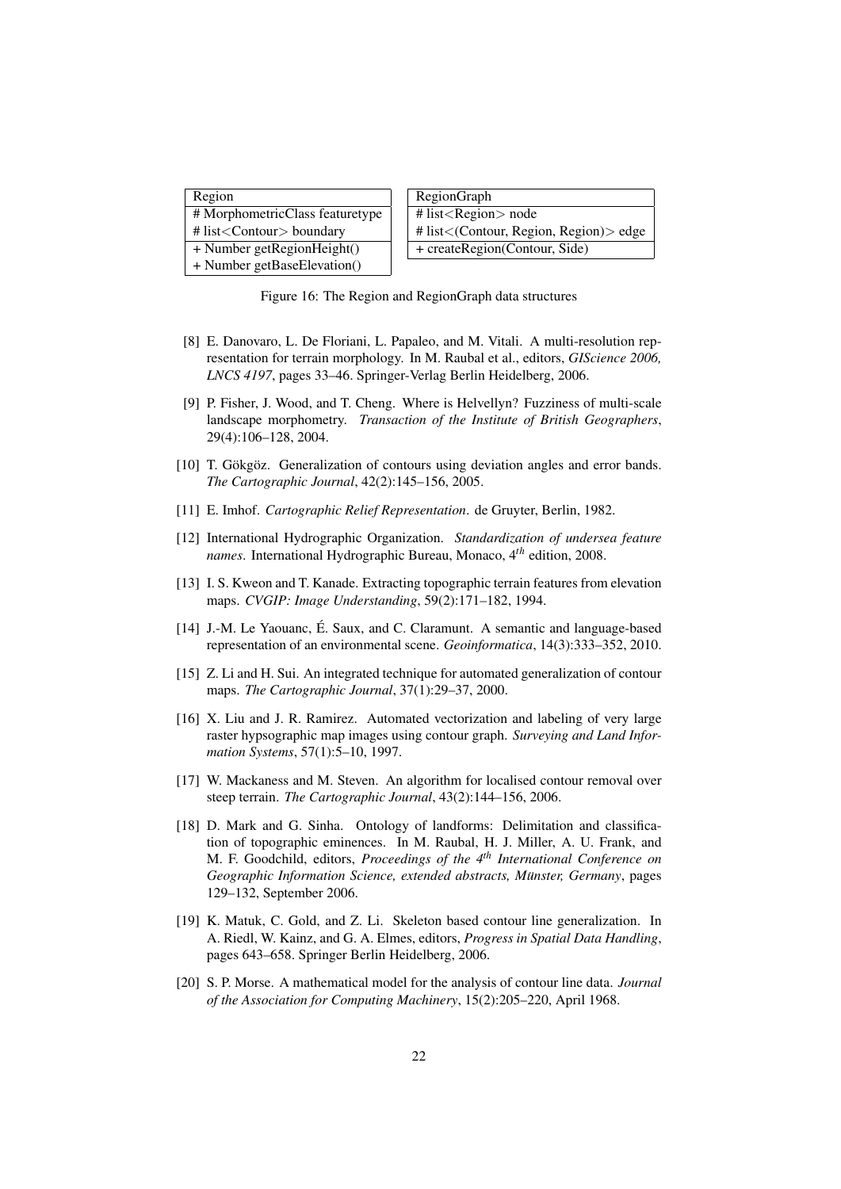| Region |
| --- |
| # MorphometricClass featuretype |
| # list<Contour> boundary |
| + Number getRegionHeight() |
| + Number getBaseElevation() |

| RegionGraph |
| --- |
| # list<Region> node |
| # list<(Contour, Region, Region)> edge |
| + createRegion(Contour, Side) |

Figure 16: The Region and RegionGraph data structures

[8] E. Danovaro, L. De Floriani, L. Papaleo, and M. Vitali. A multi-resolution representation for terrain morphology. In M. Raubal et al., editors, *GIScience 2006, LNCS 4197*, pages 33–46. Springer-Verlag Berlin Heidelberg, 2006.

[9] P. Fisher, J. Wood, and T. Cheng. Where is Helvellyn? Fuzziness of multi-scale landscape morphometry. *Transaction of the Institute of British Geographers*, 29(4):106–128, 2004.

[10] T. Gökgöz. Generalization of contours using deviation angles and error bands. *The Cartographic Journal*, 42(2):145–156, 2005.

[11] E. Imhof. *Cartographic Relief Representation*. de Gruyter, Berlin, 1982.

[12] International Hydrographic Organization. *Standardization of undersea feature names*. International Hydrographic Bureau, Monaco, $4^{th}$ edition, 2008.

[13] I. S. Kweon and T. Kanade. Extracting topographic terrain features from elevation maps. *CVGIP: Image Understanding*, 59(2):171–182, 1994.

[14] J.-M. Le Yaouanc, É. Saux, and C. Claramunt. A semantic and language-based representation of an environmental scene. *Geoinformatica*, 14(3):333–352, 2010.

[15] Z. Li and H. Sui. An integrated technique for automated generalization of contour maps. *The Cartographic Journal*, 37(1):29–37, 2000.

[16] X. Liu and J. R. Ramirez. Automated vectorization and labeling of very large raster hypsographic map images using contour graph. *Surveying and Land Information Systems*, 57(1):5–10, 1997.

[17] W. Mackaness and M. Steven. An algorithm for localised contour removal over steep terrain. *The Cartographic Journal*, 43(2):144–156, 2006.

[18] D. Mark and G. Sinha. Ontology of landforms: Delimitation and classification of topographic eminences. In M. Raubal, H. J. Miller, A. U. Frank, and M. F. Goodchild, editors, *Proceedings of the $4^{th}$ International Conference on Geographic Information Science, extended abstracts, Münster, Germany*, pages 129–132, September 2006.

[19] K. Matuk, C. Gold, and Z. Li. Skeleton based contour line generalization. In A. Riedl, W. Kainz, and G. A. Elmes, editors, *Progress in Spatial Data Handling*, pages 643–658. Springer Berlin Heidelberg, 2006.

[20] S. P. Morse. A mathematical model for the analysis of contour line data. *Journal of the Association for Computing Machinery*, 15(2):205–220, April 1968.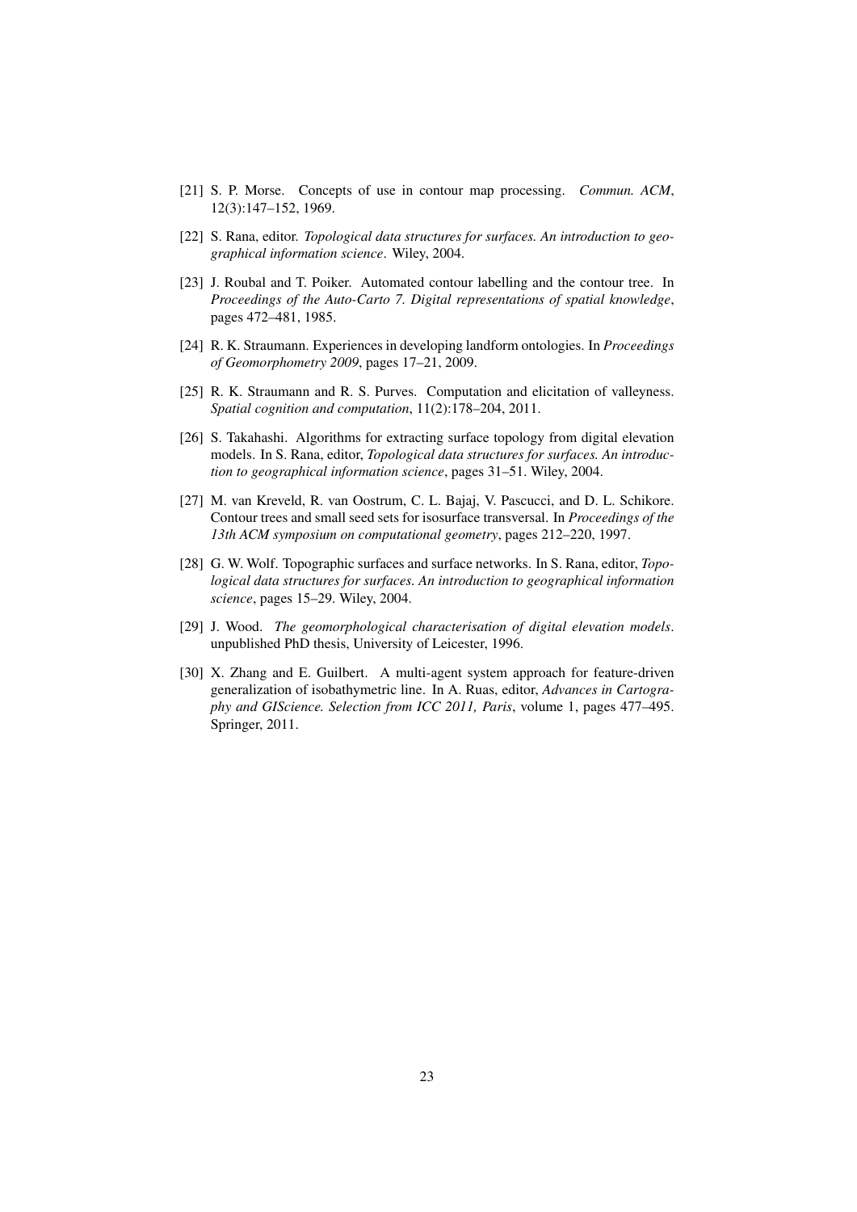[21] S. P. Morse. Concepts of use in contour map processing. *Commun. ACM*, 12(3):147–152, 1969.

[22] S. Rana, editor. *Topological data structures for surfaces. An introduction to geographical information science*. Wiley, 2004.

[23] J. Roubal and T. Poiker. Automated contour labelling and the contour tree. In *Proceedings of the Auto-Carto 7. Digital representations of spatial knowledge*, pages 472–481, 1985.

[24] R. K. Straumann. Experiences in developing landform ontologies. In *Proceedings of Geomorphometry 2009*, pages 17–21, 2009.

[25] R. K. Straumann and R. S. Purves. Computation and elicitation of valleyness. *Spatial cognition and computation*, 11(2):178–204, 2011.

[26] S. Takahashi. Algorithms for extracting surface topology from digital elevation models. In S. Rana, editor, *Topological data structures for surfaces. An introduction to geographical information science*, pages 31–51. Wiley, 2004.

[27] M. van Kreveld, R. van Oostrum, C. L. Bajaj, V. Pascucci, and D. L. Schikore. Contour trees and small seed sets for isosurface transversal. In *Proceedings of the 13th ACM symposium on computational geometry*, pages 212–220, 1997.

[28] G. W. Wolf. Topographic surfaces and surface networks. In S. Rana, editor, *Topological data structures for surfaces. An introduction to geographical information science*, pages 15–29. Wiley, 2004.

[29] J. Wood. *The geomorphological characterisation of digital elevation models*. unpublished PhD thesis, University of Leicester, 1996.

[30] X. Zhang and E. Guilbert. A multi-agent system approach for feature-driven generalization of isobathymetric line. In A. Ruas, editor, *Advances in Cartography and GIScience. Selection from ICC 2011, Paris*, volume 1, pages 477–495. Springer, 2011.